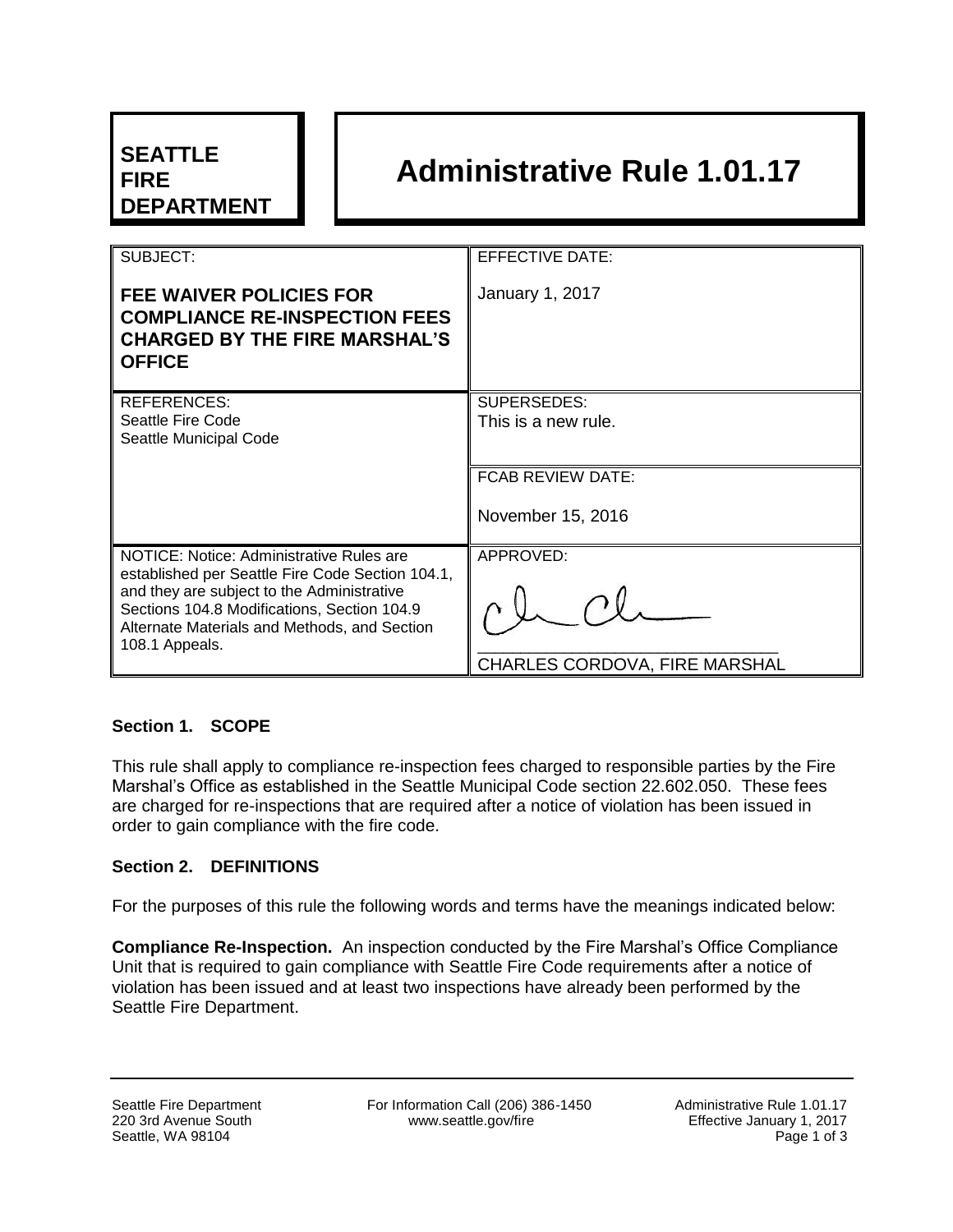**SEATTLE FIRE DEPARTMENT**

# Administrative Rule 1.01.17

| SUBJECT: **FEE WAIVER POLICIES FOR COMPLIANCE RE-INSPECTION FEES CHARGED BY THE FIRE MARSHAL'S OFFICE** | EFFECTIVE DATE: January 1, 2017 |
| --- | --- |
| REFERENCES: Seattle Fire Code; Seattle Municipal Code | SUPERSEDES: This is a new rule. |
| | FCAB REVIEW DATE: November 15, 2016 |
| NOTICE: Notice: Administrative Rules are established per Seattle Fire Code Section 104.1, and they are subject to the Administrative Sections 104.8 Modifications, Section 104.9 Alternate Materials and Methods, and Section 108.1 Appeals. | APPROVED: CHARLES CORDOVA, FIRE MARSHAL |

### Section 1. SCOPE

This rule shall apply to compliance re-inspection fees charged to responsible parties by the Fire Marshal's Office as established in the Seattle Municipal Code section 22.602.050. These fees are charged for re-inspections that are required after a notice of violation has been issued in order to gain compliance with the fire code.

### Section 2. DEFINITIONS

For the purposes of this rule the following words and terms have the meanings indicated below:

**Compliance Re-Inspection.** An inspection conducted by the Fire Marshal's Office Compliance Unit that is required to gain compliance with Seattle Fire Code requirements after a notice of violation has been issued and at least two inspections have already been performed by the Seattle Fire Department.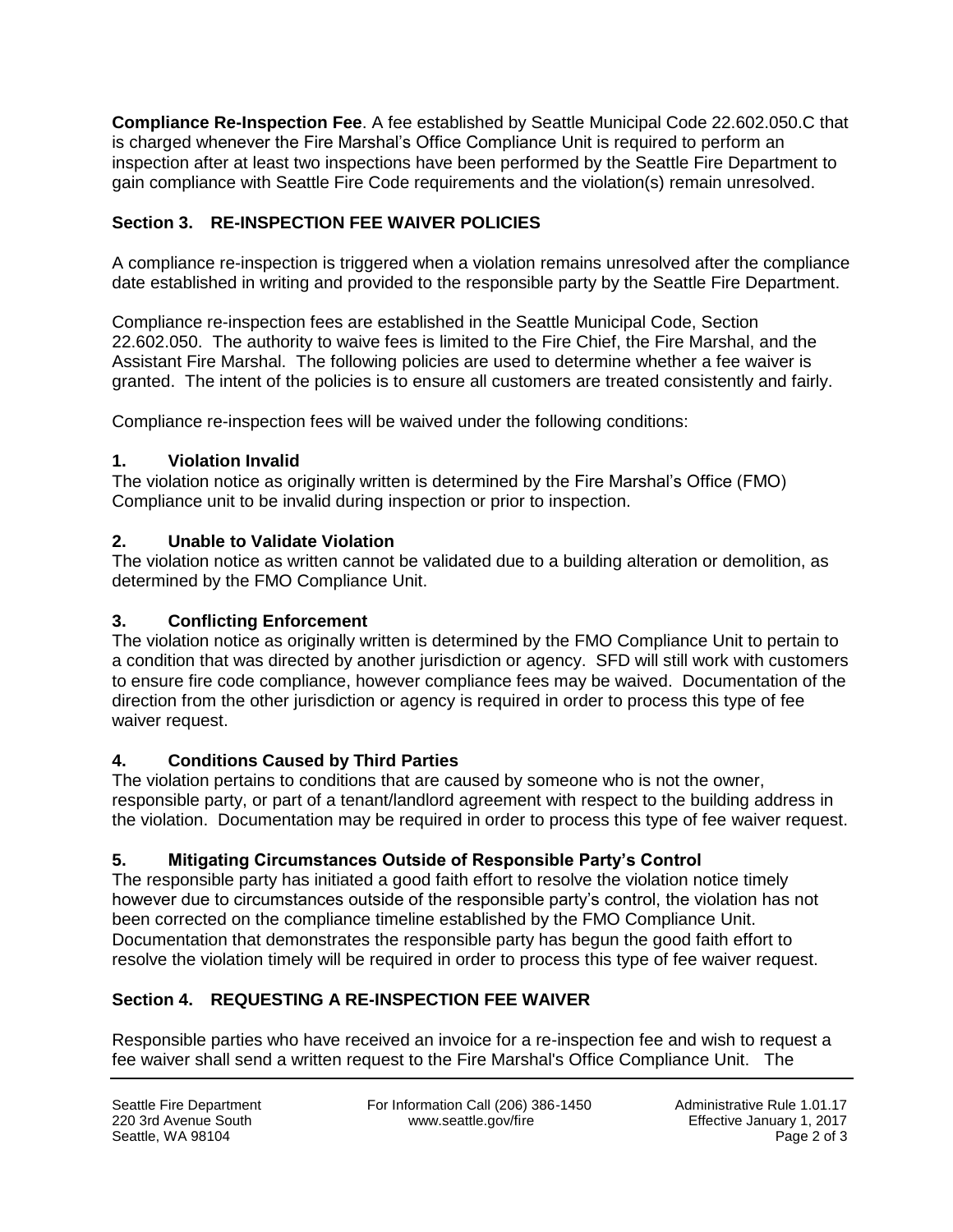**Compliance Re-Inspection Fee**. A fee established by Seattle Municipal Code 22.602.050.C that is charged whenever the Fire Marshal's Office Compliance Unit is required to perform an inspection after at least two inspections have been performed by the Seattle Fire Department to gain compliance with Seattle Fire Code requirements and the violation(s) remain unresolved.

## Section 3. RE-INSPECTION FEE WAIVER POLICIES

A compliance re-inspection is triggered when a violation remains unresolved after the compliance date established in writing and provided to the responsible party by the Seattle Fire Department.

Compliance re-inspection fees are established in the Seattle Municipal Code, Section 22.602.050. The authority to waive fees is limited to the Fire Chief, the Fire Marshal, and the Assistant Fire Marshal. The following policies are used to determine whether a fee waiver is granted. The intent of the policies is to ensure all customers are treated consistently and fairly.

Compliance re-inspection fees will be waived under the following conditions:

### 1. Violation Invalid

The violation notice as originally written is determined by the Fire Marshal's Office (FMO) Compliance unit to be invalid during inspection or prior to inspection.

### 2. Unable to Validate Violation

The violation notice as written cannot be validated due to a building alteration or demolition, as determined by the FMO Compliance Unit.

### 3. Conflicting Enforcement

The violation notice as originally written is determined by the FMO Compliance Unit to pertain to a condition that was directed by another jurisdiction or agency. SFD will still work with customers to ensure fire code compliance, however compliance fees may be waived. Documentation of the direction from the other jurisdiction or agency is required in order to process this type of fee waiver request.

### 4. Conditions Caused by Third Parties

The violation pertains to conditions that are caused by someone who is not the owner, responsible party, or part of a tenant/landlord agreement with respect to the building address in the violation. Documentation may be required in order to process this type of fee waiver request.

### 5. Mitigating Circumstances Outside of Responsible Party's Control

The responsible party has initiated a good faith effort to resolve the violation notice timely however due to circumstances outside of the responsible party's control, the violation has not been corrected on the compliance timeline established by the FMO Compliance Unit. Documentation that demonstrates the responsible party has begun the good faith effort to resolve the violation timely will be required in order to process this type of fee waiver request.

## Section 4. REQUESTING A RE-INSPECTION FEE WAIVER

Responsible parties who have received an invoice for a re-inspection fee and wish to request a fee waiver shall send a written request to the Fire Marshal's Office Compliance Unit. The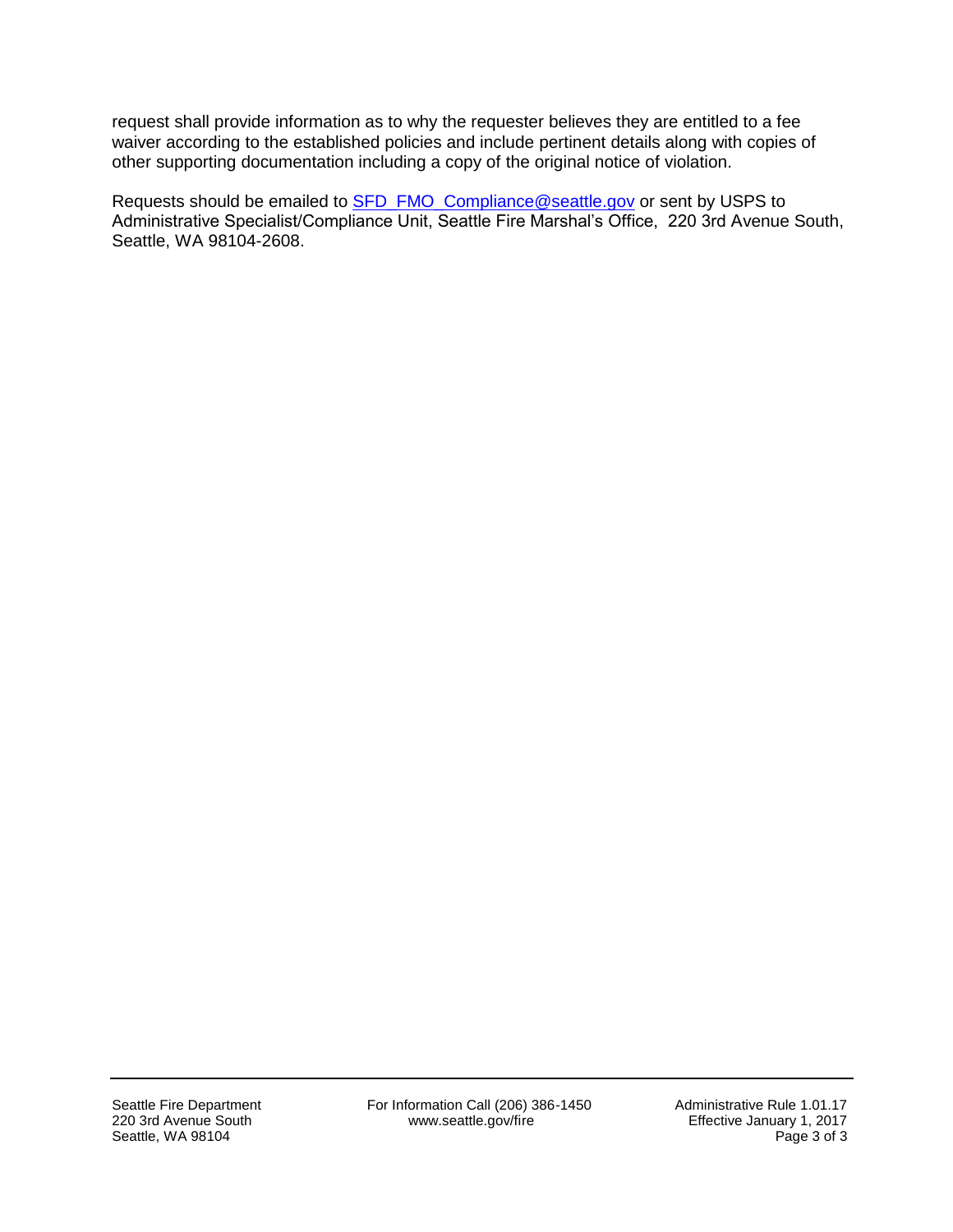request shall provide information as to why the requester believes they are entitled to a fee waiver according to the established policies and include pertinent details along with copies of other supporting documentation including a copy of the original notice of violation.

Requests should be emailed to SFD_FMO_Compliance@seattle.gov or sent by USPS to Administrative Specialist/Compliance Unit, Seattle Fire Marshal's Office, 220 3rd Avenue South, Seattle, WA 98104-2608.